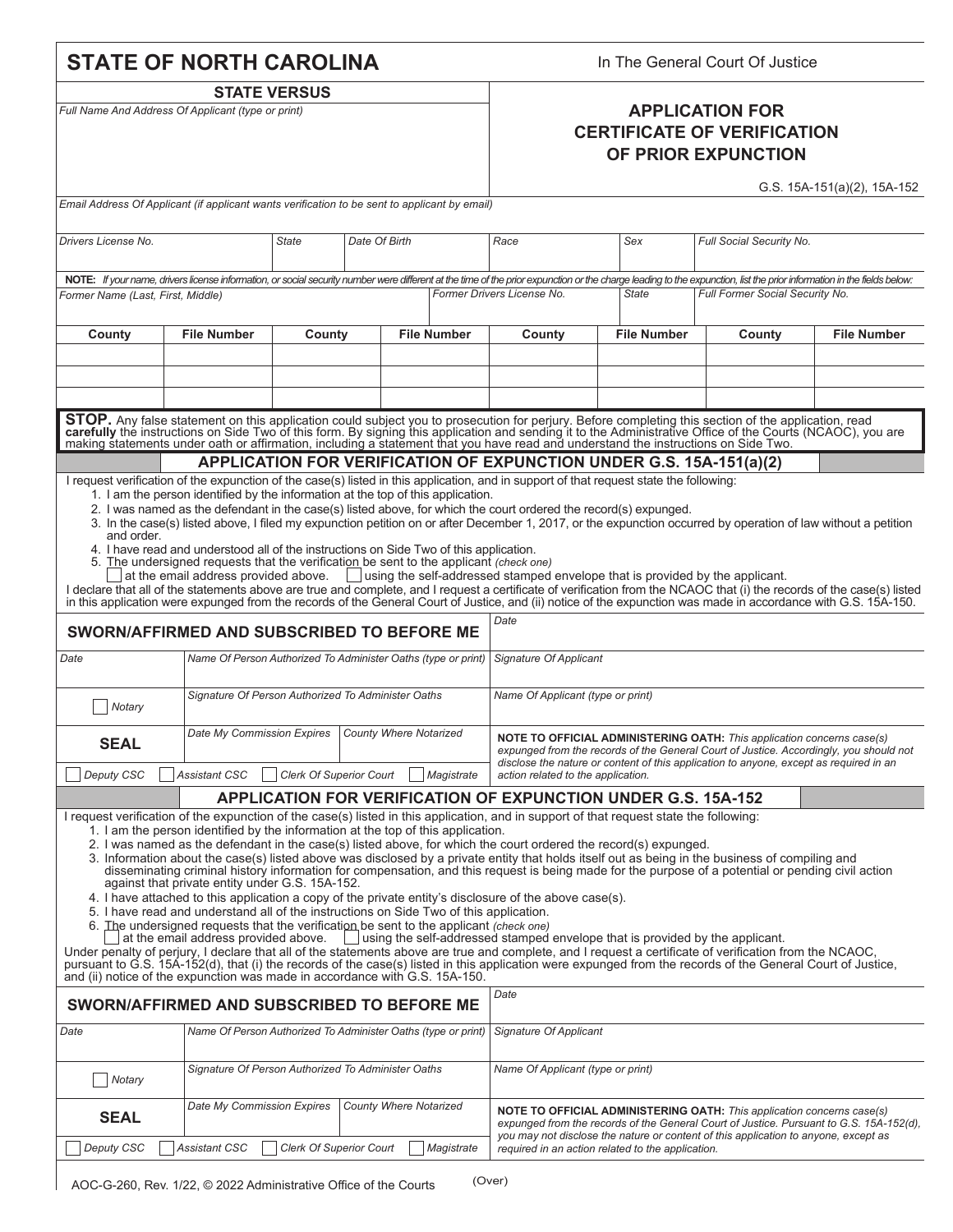# STATE OF NORTH CAROLINA

In The General Court Of Justice

**STATE VERSUS**

*Full Name And Address Of Applicant (type or print)*

## APPLICATION FOR CERTIFICATE OF VERIFICATION OF PRIOR EXPUNCTION

G.S. 15A-151(a)(2), 15A-152

*Email Address Of Applicant (if applicant wants verification to be sent to applicant by email)*

| *Drivers License No.* | *State* | *Date Of Birth* | *Race* | *Sex* | *Full Social Security No.* |
|---|---|---|---|---|---|
| | | | | | |

**NOTE:** *If your name, drivers license information, or social security number were different at the time of the prior expunction or the charge leading to the expunction, list the prior information in the fields below:*

| *Former Name (Last, First, Middle)* | *Former Drivers License No.* | *State* | *Full Former Social Security No.* |
|---|---|---|---|
| | | | |

| County | File Number | County | File Number | County | File Number | County | File Number |
|---|---|---|---|---|---|---|---|
| | | | | | | | |
| | | | | | | | |
| | | | | | | | |

**STOP.** Any false statement on this application could subject you to prosecution for perjury. Before completing this section of the application, read **carefully** the instructions on Side Two of this form. By signing this application and sending it to the Administrative Office of the Courts (NCAOC), you are making statements under oath or affirmation, including a statement that you have read and understand the instructions on Side Two.

### APPLICATION FOR VERIFICATION OF EXPUNCTION UNDER G.S. 15A-151(a)(2)

I request verification of the expunction of the case(s) listed in this application, and in support of that request state the following:

1. I am the person identified by the information at the top of this application.
2. I was named as the defendant in the case(s) listed above, for which the court ordered the record(s) expunged.
3. In the case(s) listed above, I filed my expunction petition on or after December 1, 2017, or the expunction occurred by operation of law without a petition and order.
4. I have read and understood all of the instructions on Side Two of this application.
5. The undersigned requests that the verification be sent to the applicant *(check one)*
   - ☐ at the email address provided above.
   - ☐ using the self-addressed stamped envelope that is provided by the applicant.

I declare that all of the statements above are true and complete, and I request a certificate of verification from the NCAOC that (i) the records of the case(s) listed in this application were expunged from the records of the General Court of Justice, and (ii) notice of the expunction was made in accordance with G.S. 15A-150.

**SWORN/AFFIRMED AND SUBSCRIBED TO BEFORE ME**

| *Date* | *Name Of Person Authorized To Administer Oaths (type or print)* | | *Date* |
|---|---|---|---|
| | | | *Signature Of Applicant* |
| ☐ *Notary* | *Signature Of Person Authorized To Administer Oaths* | | *Name Of Applicant (type or print)* |
| **SEAL** | *Date My Commission Expires* | *County Where Notarized* | **NOTE TO OFFICIAL ADMINISTERING OATH:** *This application concerns case(s) expunged from the records of the General Court of Justice. Accordingly, you should not disclose the nature or content of this application to anyone, except as required in an action related to the application.* |

☐ *Deputy CSC* ☐ *Assistant CSC* ☐ *Clerk Of Superior Court* ☐ *Magistrate*

### APPLICATION FOR VERIFICATION OF EXPUNCTION UNDER G.S. 15A-152

I request verification of the expunction of the case(s) listed in this application, and in support of that request state the following:

1. I am the person identified by the information at the top of this application.
2. I was named as the defendant in the case(s) listed above, for which the court ordered the record(s) expunged.
3. Information about the case(s) listed above was disclosed by a private entity that holds itself out as being in the business of compiling and disseminating criminal history information for compensation, and this request is being made for the purpose of a potential or pending civil action against that private entity under G.S. 15A-152.
4. I have attached to this application a copy of the private entity's disclosure of the above case(s).
5. I have read and understand all of the instructions on Side Two of this application.
6. The undersigned requests that the verification be sent to the applicant *(check one)*
   - ☐ at the email address provided above.
   - ☐ using the self-addressed stamped envelope that is provided by the applicant.

Under penalty of perjury, I declare that all of the statements above are true and complete, and I request a certificate of verification from the NCAOC, pursuant to G.S. 15A-152(d), that (i) the records of the case(s) listed in this application were expunged from the records of the General Court of Justice, and (ii) notice of the expunction was made in accordance with G.S. 15A-150.

**SWORN/AFFIRMED AND SUBSCRIBED TO BEFORE ME**

| *Date* | *Name Of Person Authorized To Administer Oaths (type or print)* | | *Date* |
|---|---|---|---|
| | | | *Signature Of Applicant* |
| ☐ *Notary* | *Signature Of Person Authorized To Administer Oaths* | | *Name Of Applicant (type or print)* |
| **SEAL** | *Date My Commission Expires* | *County Where Notarized* | **NOTE TO OFFICIAL ADMINISTERING OATH:** *This application concerns case(s) expunged from the records of the General Court of Justice. Pursuant to G.S. 15A-152(d), you may not disclose the nature or content of this application to anyone, except as required in an action related to the application.* |

☐ *Deputy CSC* ☐ *Assistant CSC* ☐ *Clerk Of Superior Court* ☐ *Magistrate*

AOC-G-260, Rev. 1/22, © 2022 Administrative Office of the Courts

(Over)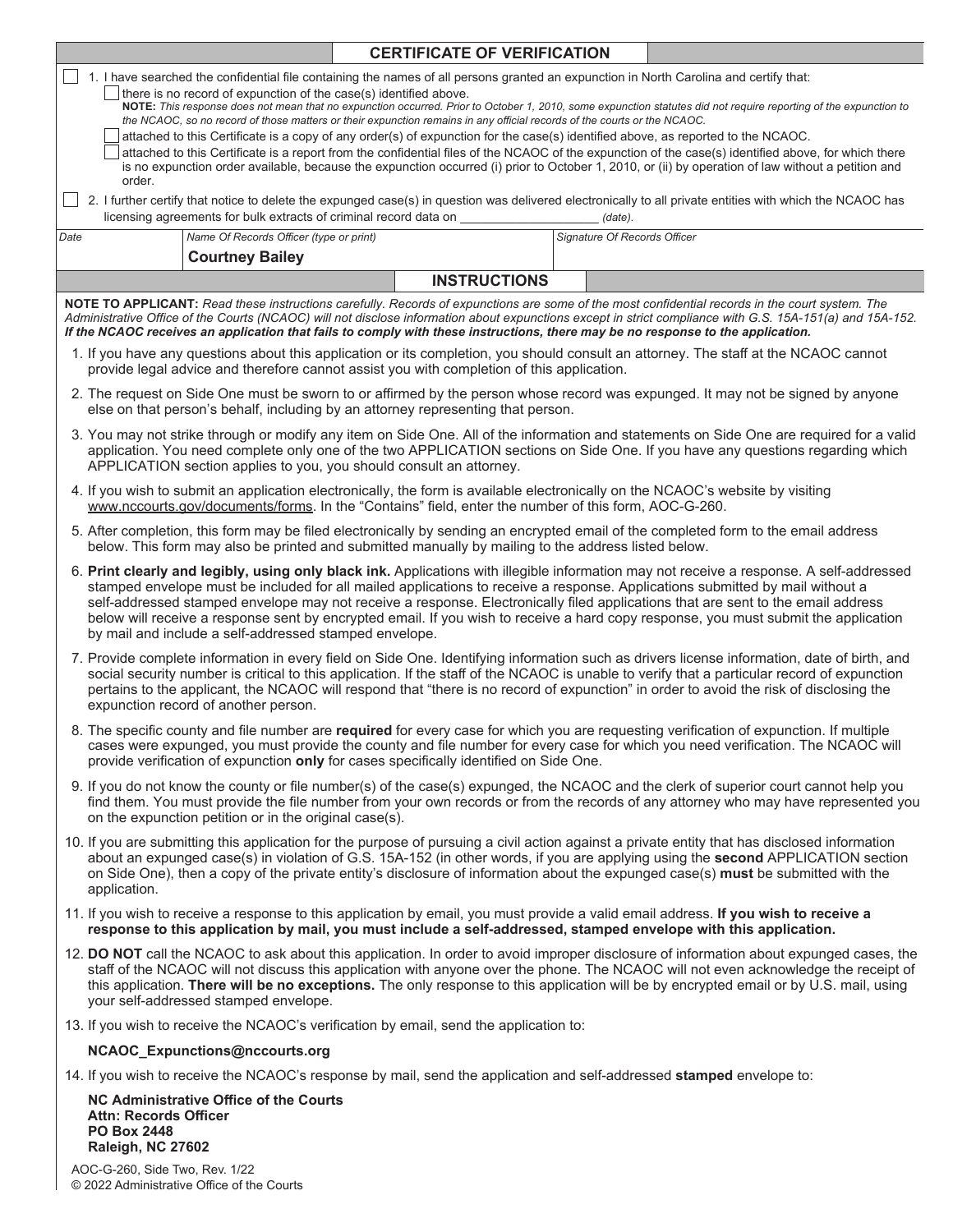## CERTIFICATE OF VERIFICATION

☐ 1. I have searched the confidential file containing the names of all persons granted an expunction in North Carolina and certify that:

☐ there is no record of expunction of the case(s) identified above.
**NOTE:** *This response does not mean that no expunction occurred. Prior to October 1, 2010, some expunction statutes did not require reporting of the expunction to the NCAOC, so no record of those matters or their expunction remains in any official records of the courts or the NCAOC.*

☐ attached to this Certificate is a copy of any order(s) of expunction for the case(s) identified above, as reported to the NCAOC.

☐ attached to this Certificate is a report from the confidential files of the NCAOC of the expunction of the case(s) identified above, for which there is no expunction order available, because the expunction occurred (i) prior to October 1, 2010, or (ii) by operation of law without a petition and order.

☐ 2. I further certify that notice to delete the expunged case(s) in question was delivered electronically to all private entities with which the NCAOC has licensing agreements for bulk extracts of criminal record data on ____________________ *(date)*.

| Date | Name Of Records Officer (type or print) | Signature Of Records Officer |
|---|---|---|
| | **Courtney Bailey** | |

## INSTRUCTIONS

***NOTE TO APPLICANT:** Read these instructions carefully. Records of expunctions are some of the most confidential records in the court system. The Administrative Office of the Courts (NCAOC) will not disclose information about expunctions except in strict compliance with G.S. 15A-151(a) and 15A-152.* ***If the NCAOC receives an application that fails to comply with these instructions, there may be no response to the application.***

1. If you have any questions about this application or its completion, you should consult an attorney. The staff at the NCAOC cannot provide legal advice and therefore cannot assist you with completion of this application.
2. The request on Side One must be sworn to or affirmed by the person whose record was expunged. It may not be signed by anyone else on that person's behalf, including by an attorney representing that person.
3. You may not strike through or modify any item on Side One. All of the information and statements on Side One are required for a valid application. You need complete only one of the two APPLICATION sections on Side One. If you have any questions regarding which APPLICATION section applies to you, you should consult an attorney.
4. If you wish to submit an application electronically, the form is available electronically on the NCAOC's website by visiting www.nccourts.gov/documents/forms. In the "Contains" field, enter the number of this form, AOC-G-260.
5. After completion, this form may be filed electronically by sending an encrypted email of the completed form to the email address below. This form may also be printed and submitted manually by mailing to the address listed below.
6. **Print clearly and legibly, using only black ink.** Applications with illegible information may not receive a response. A self-addressed stamped envelope must be included for all mailed applications to receive a response. Applications submitted by mail without a self-addressed stamped envelope may not receive a response. Electronically filed applications that are sent to the email address below will receive a response sent by encrypted email. If you wish to receive a hard copy response, you must submit the application by mail and include a self-addressed stamped envelope.
7. Provide complete information in every field on Side One. Identifying information such as drivers license information, date of birth, and social security number is critical to this application. If the staff of the NCAOC is unable to verify that a particular record of expunction pertains to the applicant, the NCAOC will respond that "there is no record of expunction" in order to avoid the risk of disclosing the expunction record of another person.
8. The specific county and file number are **required** for every case for which you are requesting verification of expunction. If multiple cases were expunged, you must provide the county and file number for every case for which you need verification. The NCAOC will provide verification of expunction **only** for cases specifically identified on Side One.
9. If you do not know the county or file number(s) of the case(s) expunged, the NCAOC and the clerk of superior court cannot help you find them. You must provide the file number from your own records or from the records of any attorney who may have represented you on the expunction petition or in the original case(s).
10. If you are submitting this application for the purpose of pursuing a civil action against a private entity that has disclosed information about an expunged case(s) in violation of G.S. 15A-152 (in other words, if you are applying using the **second** APPLICATION section on Side One), then a copy of the private entity's disclosure of information about the expunged case(s) **must** be submitted with the application.
11. If you wish to receive a response to this application by email, you must provide a valid email address. **If you wish to receive a response to this application by mail, you must include a self-addressed, stamped envelope with this application.**
12. **DO NOT** call the NCAOC to ask about this application. In order to avoid improper disclosure of information about expunged cases, the staff of the NCAOC will not discuss this application with anyone over the phone. The NCAOC will not even acknowledge the receipt of this application. **There will be no exceptions.** The only response to this application will be by encrypted email or by U.S. mail, using your self-addressed stamped envelope.
13. If you wish to receive the NCAOC's verification by email, send the application to:

    **NCAOC_Expunctions@nccourts.org**

14. If you wish to receive the NCAOC's response by mail, send the application and self-addressed **stamped** envelope to:

    **NC Administrative Office of the Courts**
    **Attn: Records Officer**
    **PO Box 2448**
    **Raleigh, NC 27602**

AOC-G-260, Side Two, Rev. 1/22
© 2022 Administrative Office of the Courts